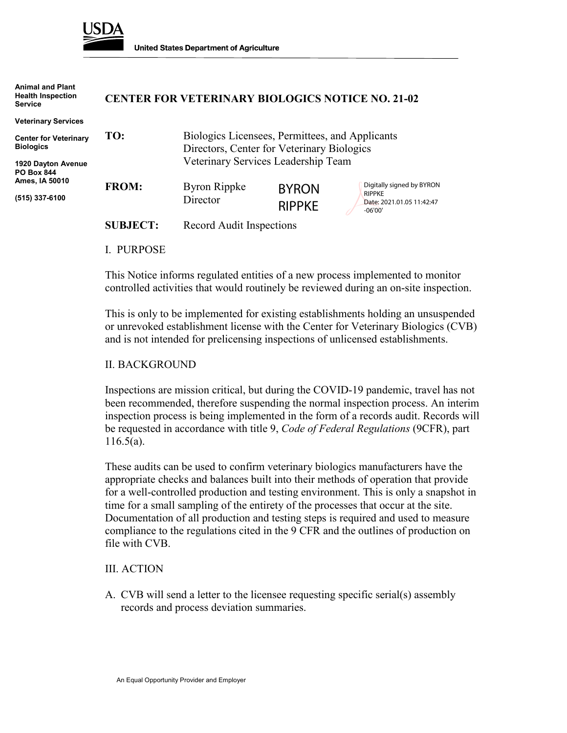**United States Department of Agriculture**

**Animal and Plant Health Inspection Service**

**Veterinary Services**

**Center for Veterinary Biologics**

**1920 Dayton Avenue**
**PO Box 844**
**Ames, IA 50010**

**(515) 337-6100**

# CENTER FOR VETERINARY BIOLOGICS NOTICE NO. 21-02

**TO:** Biologics Licensees, Permittees, and Applicants
Directors, Center for Veterinary Biologics
Veterinary Services Leadership Team

**FROM:** Byron Rippke
Director

BYRON RIPPKE — Digitally signed by BYRON RIPPKE Date: 2021.01.05 11:42:47 -06'00'

**SUBJECT:** Record Audit Inspections

## I. PURPOSE

This Notice informs regulated entities of a new process implemented to monitor controlled activities that would routinely be reviewed during an on-site inspection.

This is only to be implemented for existing establishments holding an unsuspended or unrevoked establishment license with the Center for Veterinary Biologics (CVB) and is not intended for prelicensing inspections of unlicensed establishments.

## II. BACKGROUND

Inspections are mission critical, but during the COVID-19 pandemic, travel has not been recommended, therefore suspending the normal inspection process. An interim inspection process is being implemented in the form of a records audit. Records will be requested in accordance with title 9, *Code of Federal Regulations* (9CFR), part 116.5(a).

These audits can be used to confirm veterinary biologics manufacturers have the appropriate checks and balances built into their methods of operation that provide for a well-controlled production and testing environment. This is only a snapshot in time for a small sampling of the entirety of the processes that occur at the site. Documentation of all production and testing steps is required and used to measure compliance to the regulations cited in the 9 CFR and the outlines of production on file with CVB.

## III. ACTION

A. CVB will send a letter to the licensee requesting specific serial(s) assembly records and process deviation summaries.

An Equal Opportunity Provider and Employer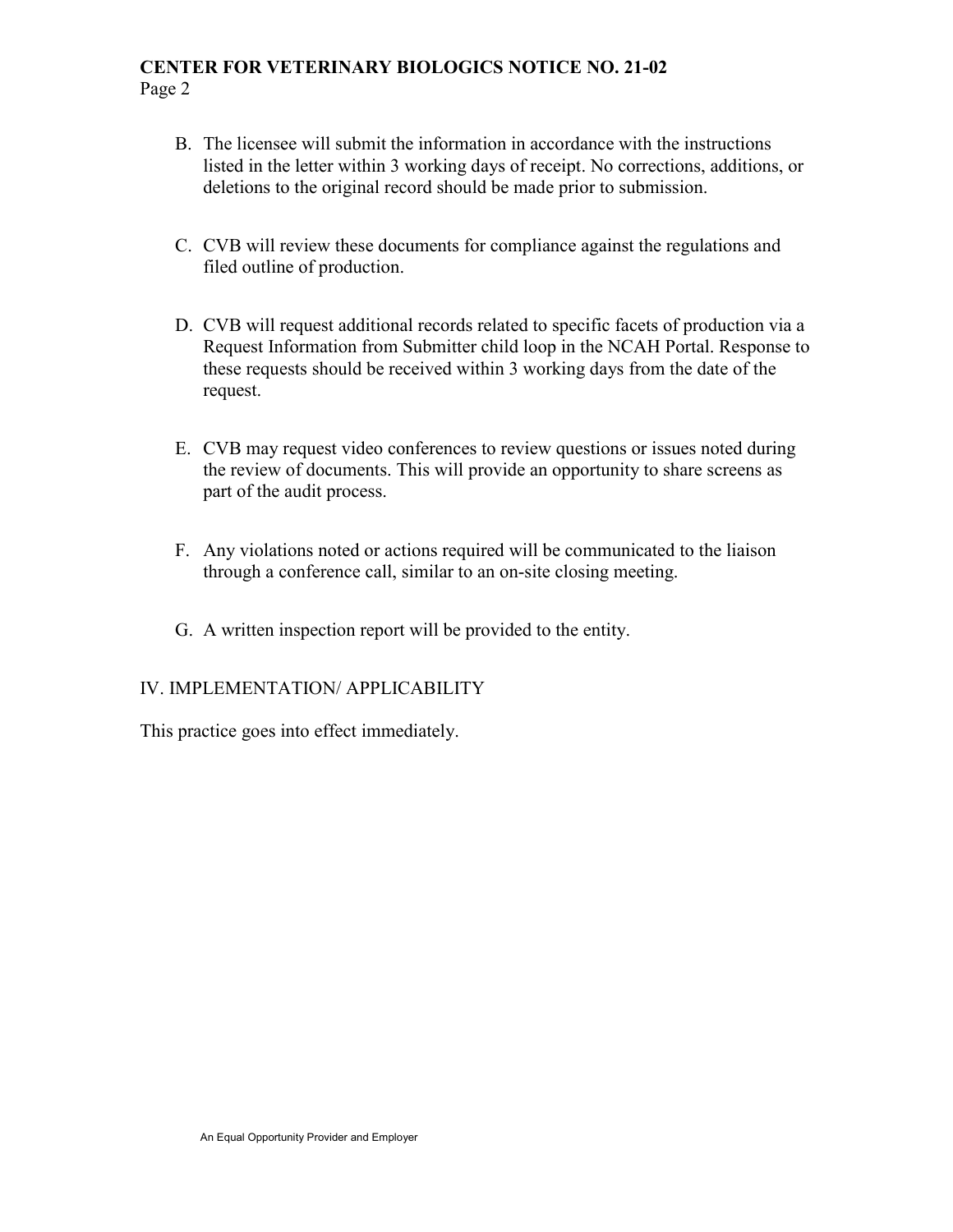B. The licensee will submit the information in accordance with the instructions listed in the letter within 3 working days of receipt. No corrections, additions, or deletions to the original record should be made prior to submission.

C. CVB will review these documents for compliance against the regulations and filed outline of production.

D. CVB will request additional records related to specific facets of production via a Request Information from Submitter child loop in the NCAH Portal. Response to these requests should be received within 3 working days from the date of the request.

E. CVB may request video conferences to review questions or issues noted during the review of documents. This will provide an opportunity to share screens as part of the audit process.

F. Any violations noted or actions required will be communicated to the liaison through a conference call, similar to an on-site closing meeting.

G. A written inspection report will be provided to the entity.

## IV. IMPLEMENTATION/ APPLICABILITY

This practice goes into effect immediately.